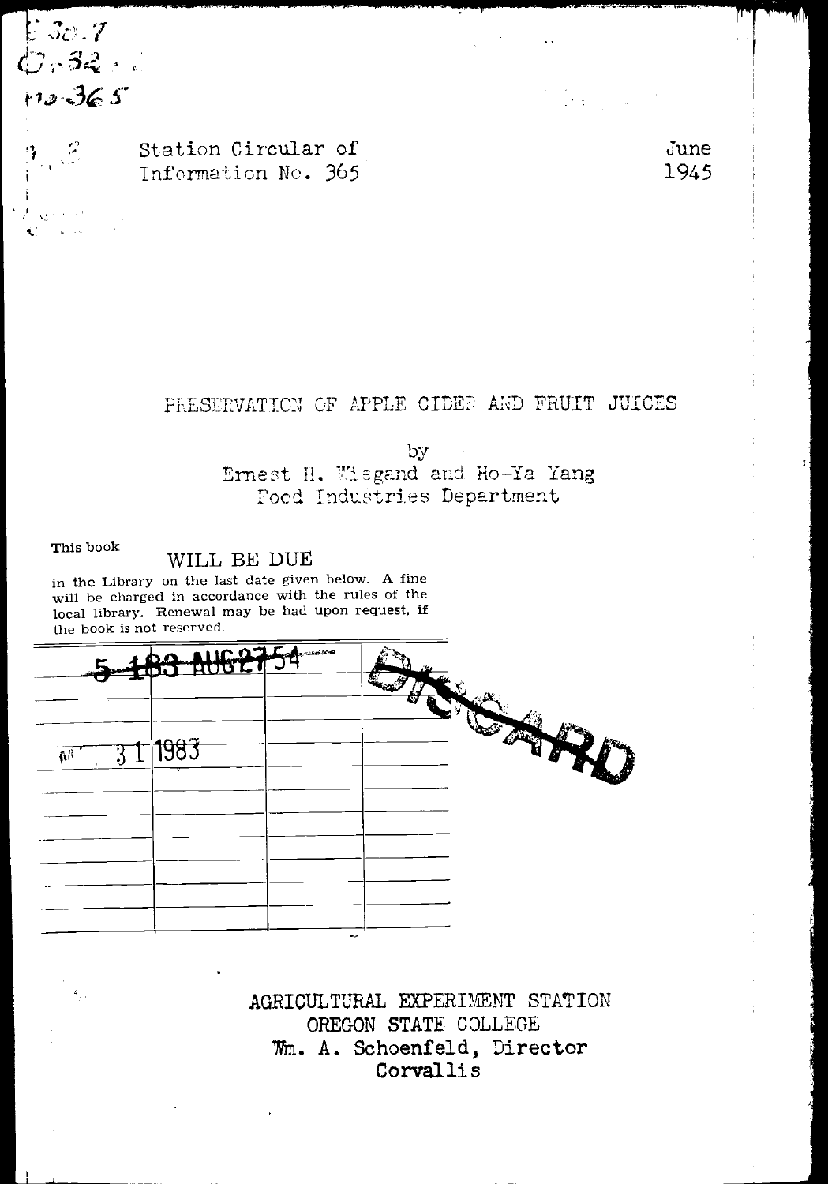Station Circular of Information No. 365

June 1945

# PRESERVATION OF APPLE CIDER AND FRUIT JUICES

by

Ernest H. Wiegand and Ho-Ya Yang
Food Industries Department

AGRICULTURAL EXPERIMENT STATION
OREGON STATE COLLEGE
Wm. A. Schoenfeld, Director
Corvallis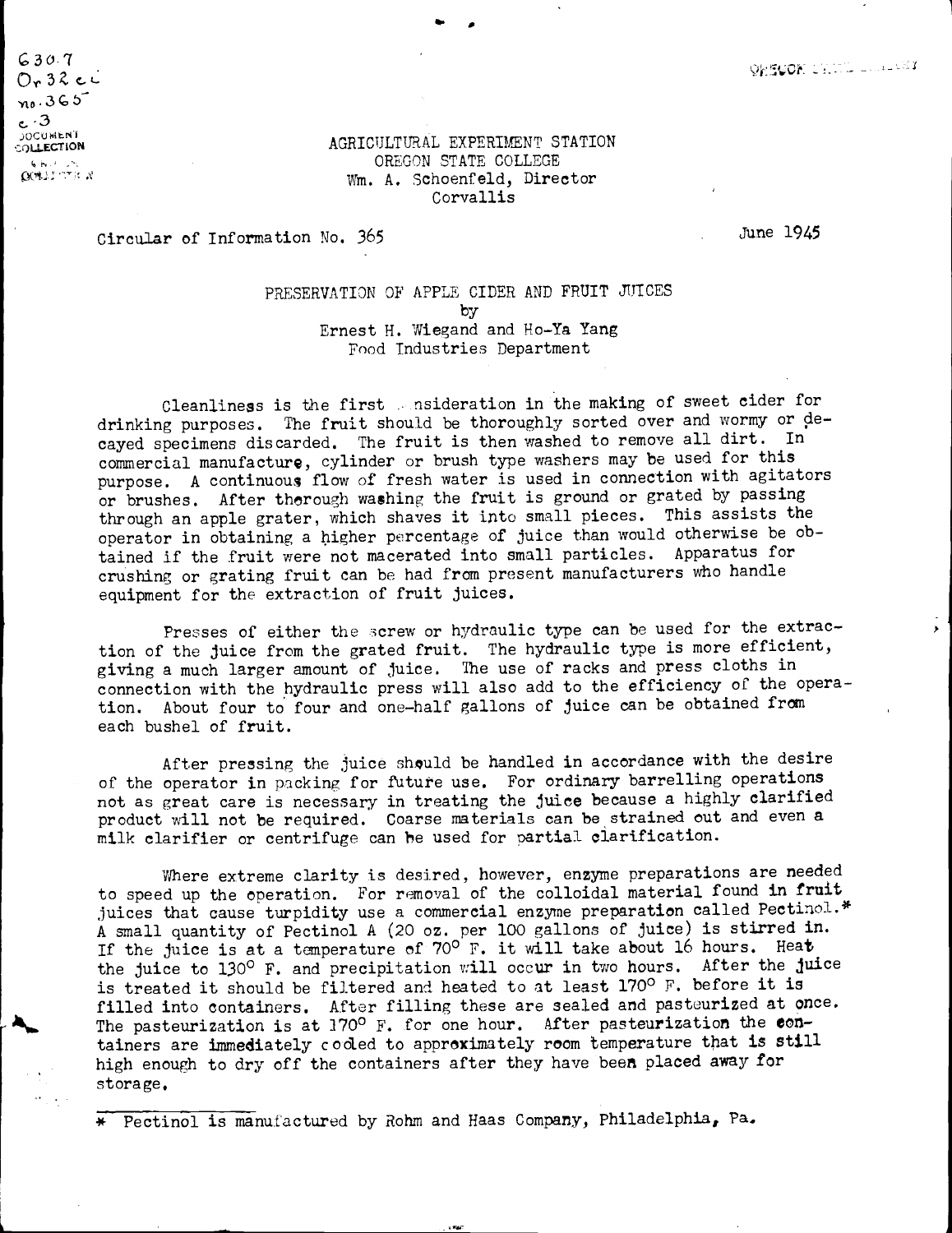630.7
Or32ci
no.365
c.3
DOCUMENT COLLECTION

AGRICULTURAL EXPERIMENT STATION
OREGON STATE COLLEGE
Wm. A. Schoenfeld, Director
Corvallis

Circular of Information No. 365 June 1945

# PRESERVATION OF APPLE CIDER AND FRUIT JUICES

by
Ernest H. Wiegand and Ho-Ya Yang
Food Industries Department

Cleanliness is the first consideration in the making of sweet cider for drinking purposes. The fruit should be thoroughly sorted over and wormy or decayed specimens discarded. The fruit is then washed to remove all dirt. In commercial manufacture, cylinder or brush type washers may be used for this purpose. A continuous flow of fresh water is used in connection with agitators or brushes. After thorough washing the fruit is ground or grated by passing through an apple grater, which shaves it into small pieces. This assists the operator in obtaining a higher percentage of juice than would otherwise be obtained if the fruit were not macerated into small particles. Apparatus for crushing or grating fruit can be had from present manufacturers who handle equipment for the extraction of fruit juices.

Presses of either the screw or hydraulic type can be used for the extraction of the juice from the grated fruit. The hydraulic type is more efficient, giving a much larger amount of juice. The use of racks and press cloths in connection with the hydraulic press will also add to the efficiency of the operation. About four to four and one-half gallons of juice can be obtained from each bushel of fruit.

After pressing the juice should be handled in accordance with the desire of the operator in packing for future use. For ordinary barrelling operations not as great care is necessary in treating the juice because a highly clarified product will not be required. Coarse materials can be strained out and even a milk clarifier or centrifuge can be used for partial clarification.

Where extreme clarity is desired, however, enzyme preparations are needed to speed up the operation. For removal of the colloidal material found in fruit juices that cause turpidity use a commercial enzyme preparation called Pectinol.* A small quantity of Pectinol A (20 oz. per 100 gallons of juice) is stirred in. If the juice is at a temperature of 70° F. it will take about 16 hours. Heat the juice to 130° F. and precipitation will occur in two hours. After the juice is treated it should be filtered and heated to at least 170° F. before it is filled into containers. After filling these are sealed and pasteurized at once. The pasteurization is at 170° F. for one hour. After pasteurization the containers are immediately cooled to approximately room temperature that is still high enough to dry off the containers after they have been placed away for storage.

---

\* Pectinol is manufactured by Rohm and Haas Company, Philadelphia, Pa.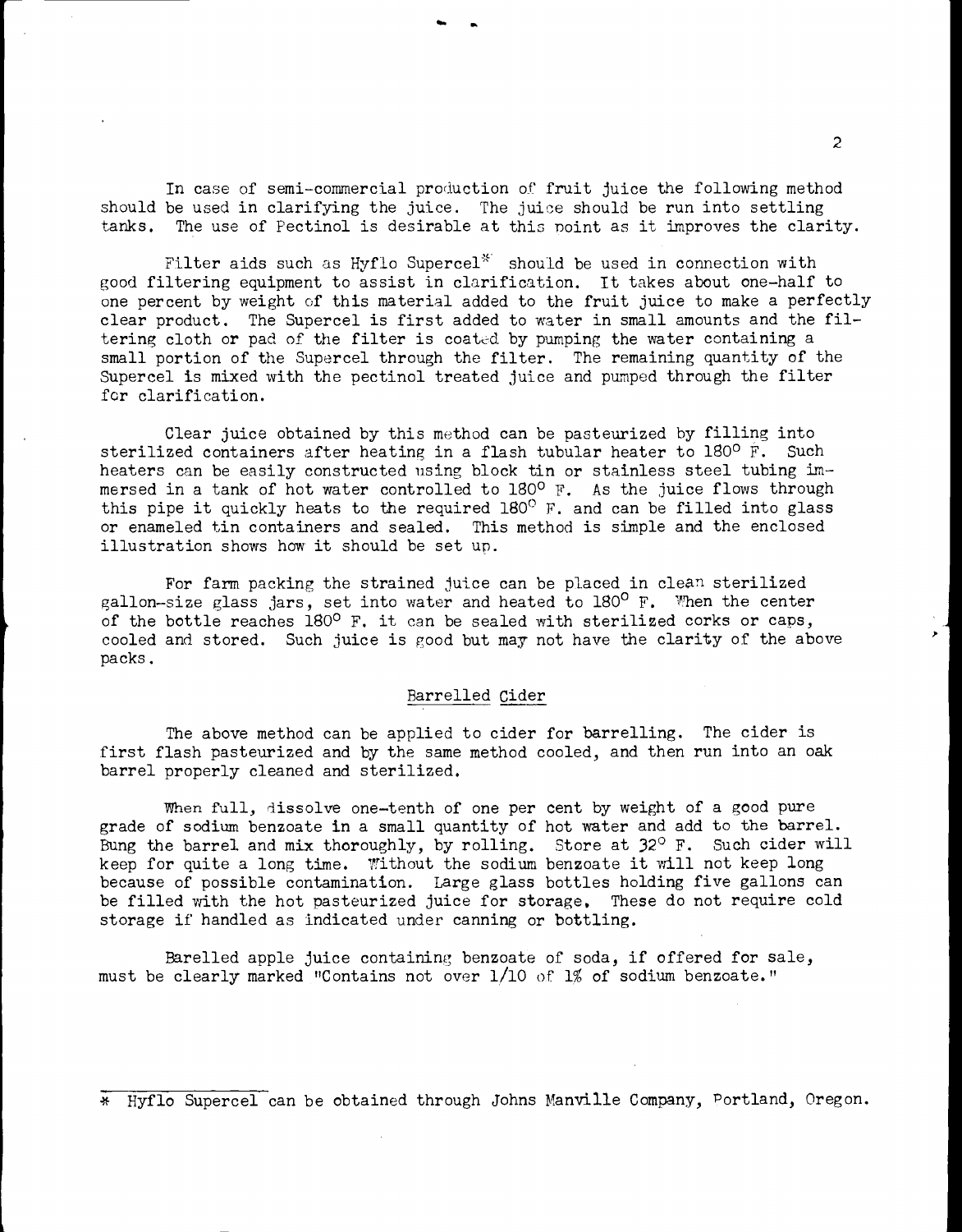In case of semi-commercial production of fruit juice the following method should be used in clarifying the juice. The juice should be run into settling tanks. The use of Pectinol is desirable at this point as it improves the clarity.

Filter aids such as Hyflo Supercel* should be used in connection with good filtering equipment to assist in clarification. It takes about one-half to one percent by weight of this material added to the fruit juice to make a perfectly clear product. The Supercel is first added to water in small amounts and the filtering cloth or pad of the filter is coated by pumping the water containing a small portion of the Supercel through the filter. The remaining quantity of the Supercel is mixed with the pectinol treated juice and pumped through the filter for clarification.

Clear juice obtained by this method can be pasteurized by filling into sterilized containers after heating in a flash tubular heater to 180° F. Such heaters can be easily constructed using block tin or stainless steel tubing immersed in a tank of hot water controlled to 180° F. As the juice flows through this pipe it quickly heats to the required 180° F. and can be filled into glass or enameled tin containers and sealed. This method is simple and the enclosed illustration shows how it should be set up.

For farm packing the strained juice can be placed in clean sterilized gallon-size glass jars, set into water and heated to 180° F. When the center of the bottle reaches 180° F. it can be sealed with sterilized corks or caps, cooled and stored. Such juice is good but may not have the clarity of the above packs.

## Barrelled Cider

The above method can be applied to cider for barrelling. The cider is first flash pasteurized and by the same method cooled, and then run into an oak barrel properly cleaned and sterilized.

When full, dissolve one-tenth of one per cent by weight of a good pure grade of sodium benzoate in a small quantity of hot water and add to the barrel. Bung the barrel and mix thoroughly, by rolling. Store at 32° F. Such cider will keep for quite a long time. Without the sodium benzoate it will not keep long because of possible contamination. Large glass bottles holding five gallons can be filled with the hot pasteurized juice for storage. These do not require cold storage if handled as indicated under canning or bottling.

Barelled apple juice containing benzoate of soda, if offered for sale, must be clearly marked "Contains not over 1/10 of 1% of sodium benzoate."

---

* Hyflo Supercel can be obtained through Johns Manville Company, Portland, Oregon.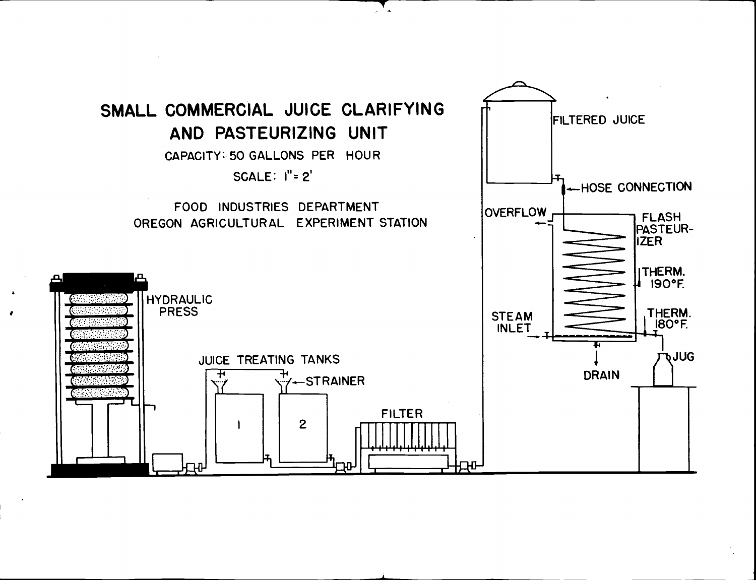# SMALL COMMERCIAL JUICE CLARIFYING AND PASTEURIZING UNIT

CAPACITY: 50 GALLONS PER HOUR

SCALE: 1" = 2'

FOOD INDUSTRIES DEPARTMENT
OREGON AGRICULTURAL EXPERIMENT STATION

HYDRAULIC PRESS

JUICE TREATING TANKS

STRAINER

1

2

FILTER

FILTERED JUICE

HOSE CONNECTION

OVERFLOW

FLASH PASTEURIZER

THERM. 190°F.

THERM. 180°F.

STEAM INLET

DRAIN

JUG